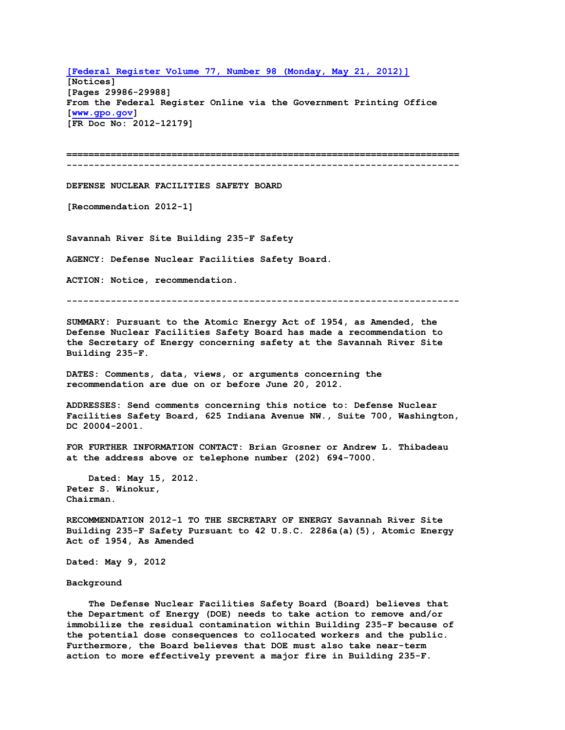[Federal Register Volume 77, Number 98 (Monday, May 21, 2012)]
[Notices]
[Pages 29986-29988]
From the Federal Register Online via the Government Printing Office [www.gpo.gov]
[FR Doc No: 2012-12179]

---

DEFENSE NUCLEAR FACILITIES SAFETY BOARD

[Recommendation 2012-1]

# Savannah River Site Building 235-F Safety

AGENCY: Defense Nuclear Facilities Safety Board.

ACTION: Notice, recommendation.

---

SUMMARY: Pursuant to the Atomic Energy Act of 1954, as Amended, the Defense Nuclear Facilities Safety Board has made a recommendation to the Secretary of Energy concerning safety at the Savannah River Site Building 235-F.

DATES: Comments, data, views, or arguments concerning the recommendation are due on or before June 20, 2012.

ADDRESSES: Send comments concerning this notice to: Defense Nuclear Facilities Safety Board, 625 Indiana Avenue NW., Suite 700, Washington, DC 20004-2001.

FOR FURTHER INFORMATION CONTACT: Brian Grosner or Andrew L. Thibadeau at the address above or telephone number (202) 694-7000.

Dated: May 15, 2012.
Peter S. Winokur,
Chairman.

RECOMMENDATION 2012-1 TO THE SECRETARY OF ENERGY Savannah River Site Building 235-F Safety Pursuant to 42 U.S.C. 2286a(a)(5), Atomic Energy Act of 1954, As Amended

Dated: May 9, 2012

## Background

The Defense Nuclear Facilities Safety Board (Board) believes that the Department of Energy (DOE) needs to take action to remove and/or immobilize the residual contamination within Building 235-F because of the potential dose consequences to collocated workers and the public. Furthermore, the Board believes that DOE must also take near-term action to more effectively prevent a major fire in Building 235-F.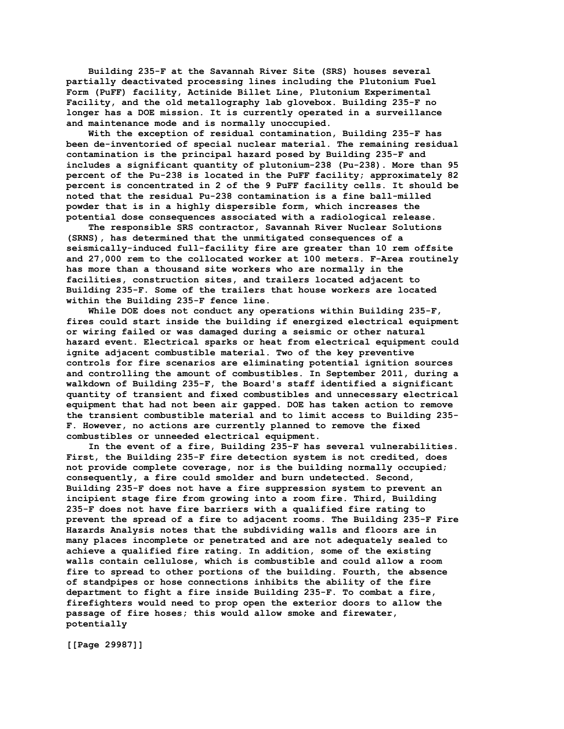Building 235-F at the Savannah River Site (SRS) houses several partially deactivated processing lines including the Plutonium Fuel Form (PuFF) facility, Actinide Billet Line, Plutonium Experimental Facility, and the old metallography lab glovebox. Building 235-F no longer has a DOE mission. It is currently operated in a surveillance and maintenance mode and is normally unoccupied.

With the exception of residual contamination, Building 235-F has been de-inventoried of special nuclear material. The remaining residual contamination is the principal hazard posed by Building 235-F and includes a significant quantity of plutonium-238 (Pu-238). More than 95 percent of the Pu-238 is located in the PuFF facility; approximately 82 percent is concentrated in 2 of the 9 PuFF facility cells. It should be noted that the residual Pu-238 contamination is a fine ball-milled powder that is in a highly dispersible form, which increases the potential dose consequences associated with a radiological release.

The responsible SRS contractor, Savannah River Nuclear Solutions (SRNS), has determined that the unmitigated consequences of a seismically-induced full-facility fire are greater than 10 rem offsite and 27,000 rem to the collocated worker at 100 meters. F-Area routinely has more than a thousand site workers who are normally in the facilities, construction sites, and trailers located adjacent to Building 235-F. Some of the trailers that house workers are located within the Building 235-F fence line.

While DOE does not conduct any operations within Building 235-F, fires could start inside the building if energized electrical equipment or wiring failed or was damaged during a seismic or other natural hazard event. Electrical sparks or heat from electrical equipment could ignite adjacent combustible material. Two of the key preventive controls for fire scenarios are eliminating potential ignition sources and controlling the amount of combustibles. In September 2011, during a walkdown of Building 235-F, the Board's staff identified a significant quantity of transient and fixed combustibles and unnecessary electrical equipment that had not been air gapped. DOE has taken action to remove the transient combustible material and to limit access to Building 235-F. However, no actions are currently planned to remove the fixed combustibles or unneeded electrical equipment.

In the event of a fire, Building 235-F has several vulnerabilities. First, the Building 235-F fire detection system is not credited, does not provide complete coverage, nor is the building normally occupied; consequently, a fire could smolder and burn undetected. Second, Building 235-F does not have a fire suppression system to prevent an incipient stage fire from growing into a room fire. Third, Building 235-F does not have fire barriers with a qualified fire rating to prevent the spread of a fire to adjacent rooms. The Building 235-F Fire Hazards Analysis notes that the subdividing walls and floors are in many places incomplete or penetrated and are not adequately sealed to achieve a qualified fire rating. In addition, some of the existing walls contain cellulose, which is combustible and could allow a room fire to spread to other portions of the building. Fourth, the absence of standpipes or hose connections inhibits the ability of the fire department to fight a fire inside Building 235-F. To combat a fire, firefighters would need to prop open the exterior doors to allow the passage of fire hoses; this would allow smoke and firewater, potentially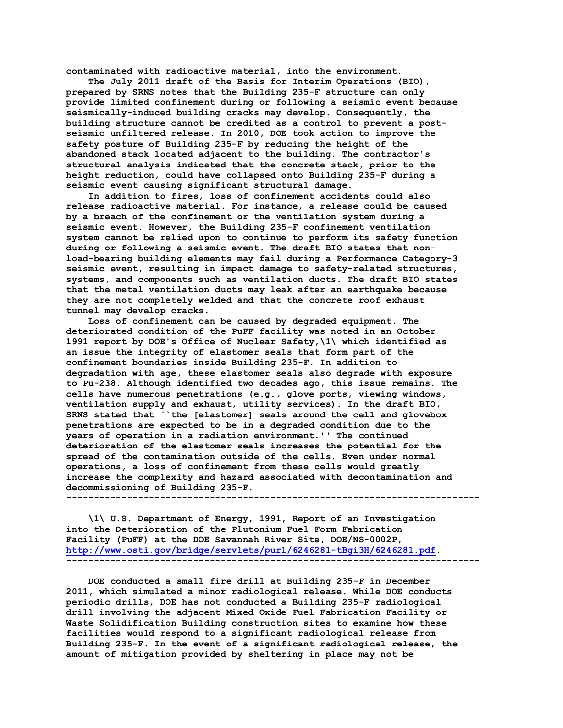contaminated with radioactive material, into the environment.

The July 2011 draft of the Basis for Interim Operations (BIO), prepared by SRNS notes that the Building 235-F structure can only provide limited confinement during or following a seismic event because seismically-induced building cracks may develop. Consequently, the building structure cannot be credited as a control to prevent a post-seismic unfiltered release. In 2010, DOE took action to improve the safety posture of Building 235-F by reducing the height of the abandoned stack located adjacent to the building. The contractor's structural analysis indicated that the concrete stack, prior to the height reduction, could have collapsed onto Building 235-F during a seismic event causing significant structural damage.

In addition to fires, loss of confinement accidents could also release radioactive material. For instance, a release could be caused by a breach of the confinement or the ventilation system during a seismic event. However, the Building 235-F confinement ventilation system cannot be relied upon to continue to perform its safety function during or following a seismic event. The draft BIO states that non-load-bearing building elements may fail during a Performance Category-3 seismic event, resulting in impact damage to safety-related structures, systems, and components such as ventilation ducts. The draft BIO states that the metal ventilation ducts may leak after an earthquake because they are not completely welded and that the concrete roof exhaust tunnel may develop cracks.

Loss of confinement can be caused by degraded equipment. The deteriorated condition of the PuFF facility was noted in an October 1991 report by DOE's Office of Nuclear Safety,\1\ which identified as an issue the integrity of elastomer seals that form part of the confinement boundaries inside Building 235-F. In addition to degradation with age, these elastomer seals also degrade with exposure to Pu-238. Although identified two decades ago, this issue remains. The cells have numerous penetrations (e.g., glove ports, viewing windows, ventilation supply and exhaust, utility services). In the draft BIO, SRNS stated that ``the [elastomer] seals around the cell and glovebox penetrations are expected to be in a degraded condition due to the years of operation in a radiation environment.'' The continued deterioration of the elastomer seals increases the potential for the spread of the contamination outside of the cells. Even under normal operations, a loss of confinement from these cells would greatly increase the complexity and hazard associated with decontamination and decommissioning of Building 235-F.

---------------------------------------------------------------------------

\1\ U.S. Department of Energy, 1991, Report of an Investigation into the Deterioration of the Plutonium Fuel Form Fabrication Facility (PuFF) at the DOE Savannah River Site, DOE/NS-0002P, http://www.osti.gov/bridge/servlets/purl/6246281-tBgi3H/6246281.pdf.

---------------------------------------------------------------------------

DOE conducted a small fire drill at Building 235-F in December 2011, which simulated a minor radiological release. While DOE conducts periodic drills, DOE has not conducted a Building 235-F radiological drill involving the adjacent Mixed Oxide Fuel Fabrication Facility or Waste Solidification Building construction sites to examine how these facilities would respond to a significant radiological release from Building 235-F. In the event of a significant radiological release, the amount of mitigation provided by sheltering in place may not be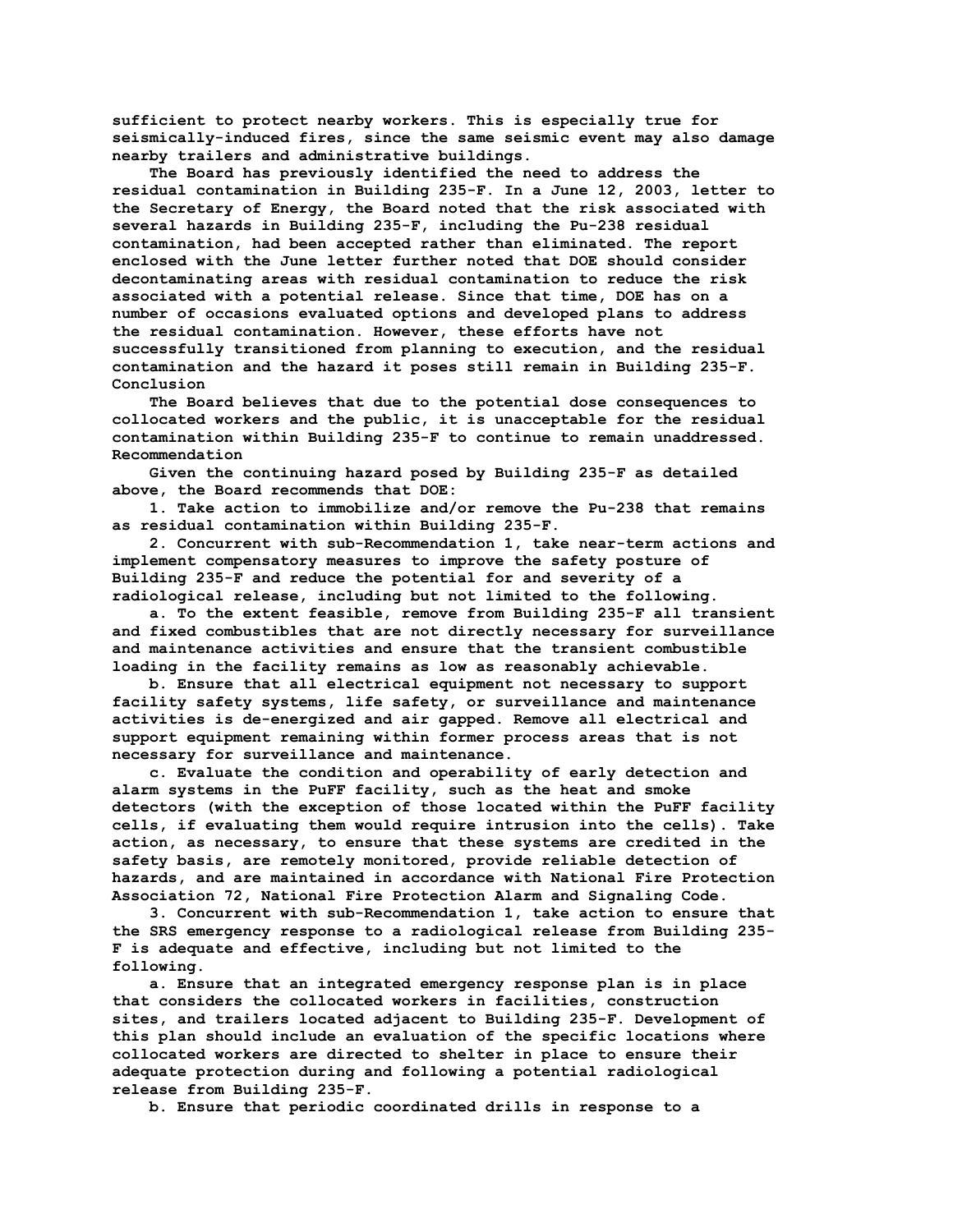sufficient to protect nearby workers. This is especially true for seismically-induced fires, since the same seismic event may also damage nearby trailers and administrative buildings.

The Board has previously identified the need to address the residual contamination in Building 235-F. In a June 12, 2003, letter to the Secretary of Energy, the Board noted that the risk associated with several hazards in Building 235-F, including the Pu-238 residual contamination, had been accepted rather than eliminated. The report enclosed with the June letter further noted that DOE should consider decontaminating areas with residual contamination to reduce the risk associated with a potential release. Since that time, DOE has on a number of occasions evaluated options and developed plans to address the residual contamination. However, these efforts have not successfully transitioned from planning to execution, and the residual contamination and the hazard it poses still remain in Building 235-F.

## Conclusion

The Board believes that due to the potential dose consequences to collocated workers and the public, it is unacceptable for the residual contamination within Building 235-F to continue to remain unaddressed.

## Recommendation

Given the continuing hazard posed by Building 235-F as detailed above, the Board recommends that DOE:

1. Take action to immobilize and/or remove the Pu-238 that remains as residual contamination within Building 235-F.

2. Concurrent with sub-Recommendation 1, take near-term actions and implement compensatory measures to improve the safety posture of Building 235-F and reduce the potential for and severity of a radiological release, including but not limited to the following.

   a. To the extent feasible, remove from Building 235-F all transient and fixed combustibles that are not directly necessary for surveillance and maintenance activities and ensure that the transient combustible loading in the facility remains as low as reasonably achievable.

   b. Ensure that all electrical equipment not necessary to support facility safety systems, life safety, or surveillance and maintenance activities is de-energized and air gapped. Remove all electrical and support equipment remaining within former process areas that is not necessary for surveillance and maintenance.

   c. Evaluate the condition and operability of early detection and alarm systems in the PuFF facility, such as the heat and smoke detectors (with the exception of those located within the PuFF facility cells, if evaluating them would require intrusion into the cells). Take action, as necessary, to ensure that these systems are credited in the safety basis, are remotely monitored, provide reliable detection of hazards, and are maintained in accordance with National Fire Protection Association 72, National Fire Protection Alarm and Signaling Code.

3. Concurrent with sub-Recommendation 1, take action to ensure that the SRS emergency response to a radiological release from Building 235-F is adequate and effective, including but not limited to the following.

   a. Ensure that an integrated emergency response plan is in place that considers the collocated workers in facilities, construction sites, and trailers located adjacent to Building 235-F. Development of this plan should include an evaluation of the specific locations where collocated workers are directed to shelter in place to ensure their adequate protection during and following a potential radiological release from Building 235-F.

   b. Ensure that periodic coordinated drills in response to a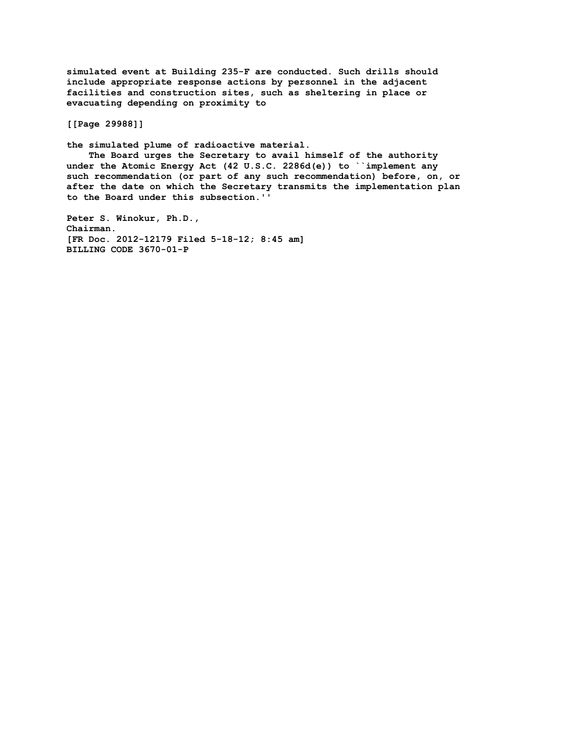simulated event at Building 235-F are conducted. Such drills should include appropriate response actions by personnel in the adjacent facilities and construction sites, such as sheltering in place or evacuating depending on proximity to

[[Page 29988]]

the simulated plume of radioactive material.

The Board urges the Secretary to avail himself of the authority under the Atomic Energy Act (42 U.S.C. 2286d(e)) to ``implement any such recommendation (or part of any such recommendation) before, on, or after the date on which the Secretary transmits the implementation plan to the Board under this subsection.''

Peter S. Winokur, Ph.D.,
Chairman.
[FR Doc. 2012-12179 Filed 5-18-12; 8:45 am]
BILLING CODE 3670-01-P